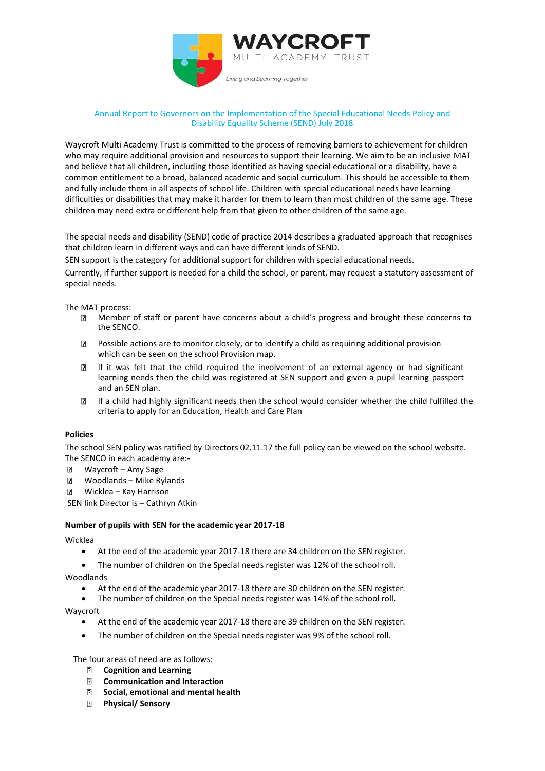WAYCROFT

MULTI ACADEMY TRUST

*Living and Learning Together*

## Annual Report to Governors on the Implementation of the Special Educational Needs Policy and Disability Equality Scheme (SEND) July 2018

Waycroft Multi Academy Trust is committed to the process of removing barriers to achievement for children who may require additional provision and resources to support their learning. We aim to be an inclusive MAT and believe that all children, including those identified as having special educational or a disability, have a common entitlement to a broad, balanced academic and social curriculum. This should be accessible to them and fully include them in all aspects of school life. Children with special educational needs have learning difficulties or disabilities that may make it harder for them to learn than most children of the same age. These children may need extra or different help from that given to other children of the same age.

The special needs and disability (SEND) code of practice 2014 describes a graduated approach that recognises that children learn in different ways and can have different kinds of SEND.

SEN support is the category for additional support for children with special educational needs.

Currently, if further support is needed for a child the school, or parent, may request a statutory assessment of special needs.

The MAT process:

- Member of staff or parent have concerns about a child's progress and brought these concerns to the SENCO.
- Possible actions are to monitor closely, or to identify a child as requiring additional provision which can be seen on the school Provision map.
- If it was felt that the child required the involvement of an external agency or had significant learning needs then the child was registered at SEN support and given a pupil learning passport and an SEN plan.
- If a child had highly significant needs then the school would consider whether the child fulfilled the criteria to apply for an Education, Health and Care Plan

**Policies**

The school SEN policy was ratified by Directors 02.11.17 the full policy can be viewed on the school website.
The SENCO in each academy are:-

- Waycroft – Amy Sage
- Woodlands – Mike Rylands
- Wicklea – Kay Harrison

SEN link Director is – Cathryn Atkin

**Number of pupils with SEN for the academic year 2017-18**

Wicklea

- At the end of the academic year 2017-18 there are 34 children on the SEN register.
- The number of children on the Special needs register was 12% of the school roll.

Woodlands

- At the end of the academic year 2017-18 there are 30 children on the SEN register.
- The number of children on the Special needs register was 14% of the school roll.

Waycroft

- At the end of the academic year 2017-18 there are 39 children on the SEN register.
- The number of children on the Special needs register was 9% of the school roll.

The four areas of need are as follows:

- **Cognition and Learning**
- **Communication and Interaction**
- **Social, emotional and mental health**
- **Physical/ Sensory**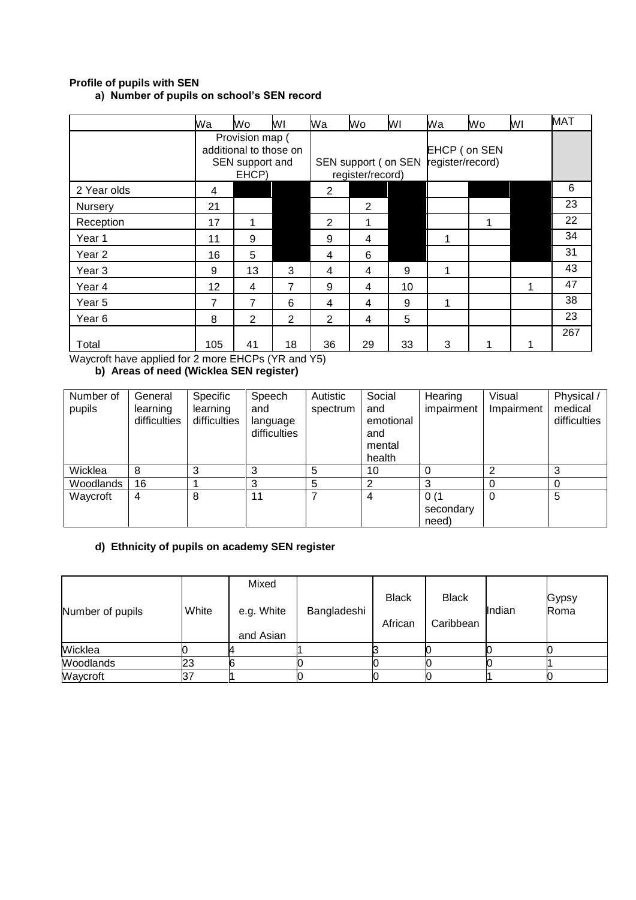**Profile of pupils with SEN**

**a) Number of pupils on school's SEN record**

| | Wa | Wo | Wl | Wa | Wo | Wl | Wa | Wo | Wl | MAT |
|---|---|---|---|---|---|---|---|---|---|---|
| | Provision map ( additional to those on SEN support and EHCP) | | | SEN support ( on SEN register/record) | | | EHCP ( on SEN register/record) | | | |
| 2 Year olds | 4 | | | 2 | | | | | | 6 |
| Nursery | 21 | | | | 2 | | | | | 23 |
| Reception | 17 | 1 | | 2 | 1 | | | 1 | | 22 |
| Year 1 | 11 | 9 | | 9 | 4 | | 1 | | | 34 |
| Year 2 | 16 | 5 | | 4 | 6 | | | | | 31 |
| Year 3 | 9 | 13 | 3 | 4 | 4 | 9 | 1 | | | 43 |
| Year 4 | 12 | 4 | 7 | 9 | 4 | 10 | | | 1 | 47 |
| Year 5 | 7 | 7 | 6 | 4 | 4 | 9 | 1 | | | 38 |
| Year 6 | 8 | 2 | 2 | 2 | 4 | 5 | | | | 23 |
| Total | 105 | 41 | 18 | 36 | 29 | 33 | 3 | 1 | 1 | 267 |

Waycroft have applied for 2 more EHCPs (YR and Y5)

**b) Areas of need (Wicklea SEN register)**

| Number of pupils | General learning difficulties | Specific learning difficulties | Speech and language difficulties | Autistic spectrum | Social and emotional and mental health | Hearing impairment | Visual Impairment | Physical / medical difficulties |
|---|---|---|---|---|---|---|---|---|
| Wicklea | 8 | 3 | 3 | 5 | 10 | 0 | 2 | 3 |
| Woodlands | 16 | 1 | 3 | 5 | 2 | 3 | 0 | 0 |
| Waycroft | 4 | 8 | 11 | 7 | 4 | 0 (1 secondary need) | 0 | 5 |

**d) Ethnicity of pupils on academy SEN register**

| Number of pupils | White | Mixed e.g. White and Asian | Bangladeshi | Black African | Black Caribbean | Indian | Gypsy Roma |
|---|---|---|---|---|---|---|---|
| Wicklea | 0 | 4 | 1 | 3 | 0 | 0 | 0 |
| Woodlands | 23 | 6 | 0 | 0 | 0 | 0 | 1 |
| Waycroft | 37 | 1 | 0 | 0 | 0 | 1 | 0 |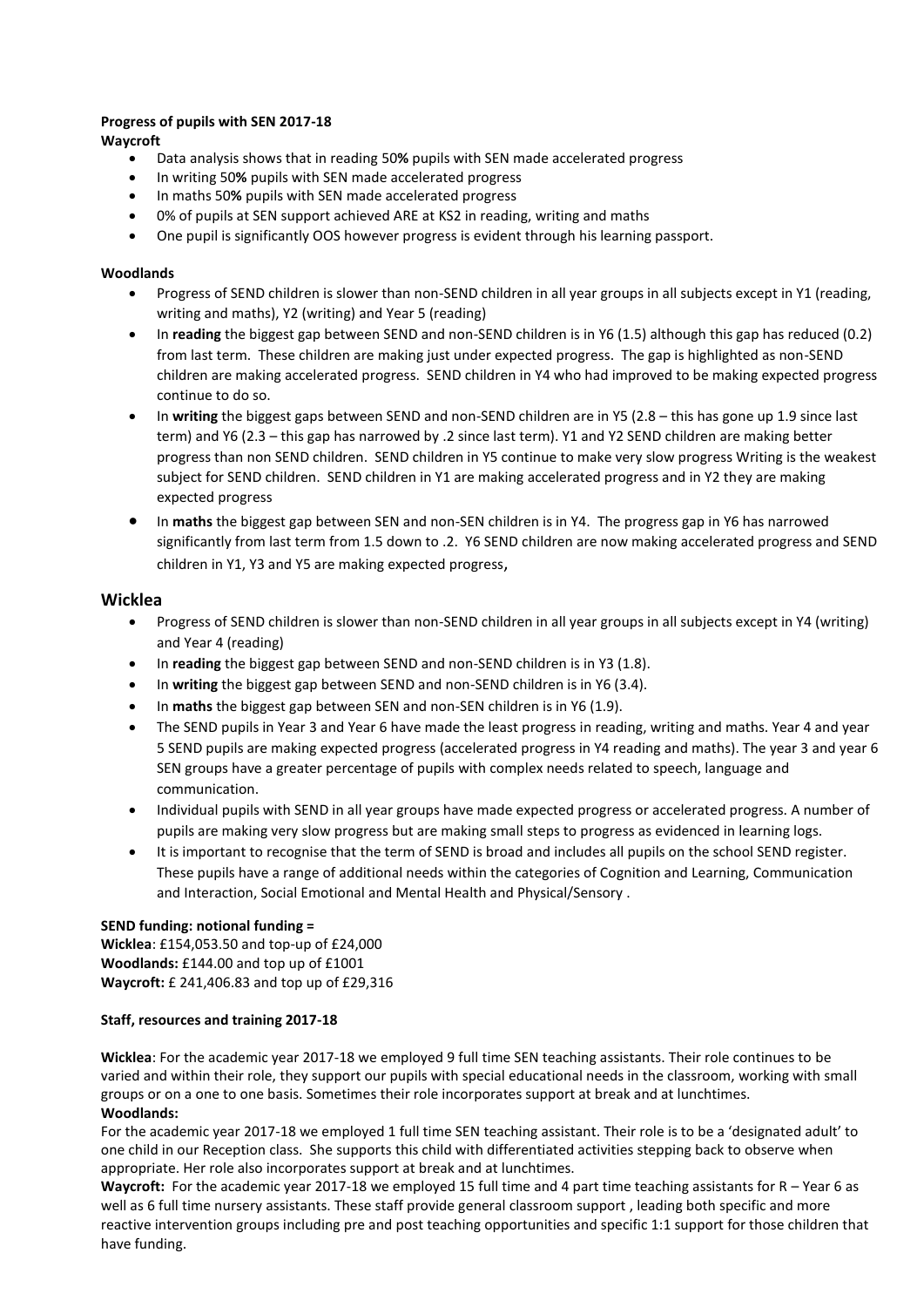**Progress of pupils with SEN 2017-18**

**Waycroft**

- Data analysis shows that in reading 50**%** pupils with SEN made accelerated progress
- In writing 50**%** pupils with SEN made accelerated progress
- In maths 50**%** pupils with SEN made accelerated progress
- 0% of pupils at SEN support achieved ARE at KS2 in reading, writing and maths
- One pupil is significantly OOS however progress is evident through his learning passport.

**Woodlands**

- Progress of SEND children is slower than non-SEND children in all year groups in all subjects except in Y1 (reading, writing and maths), Y2 (writing) and Year 5 (reading)
- In **reading** the biggest gap between SEND and non-SEND children is in Y6 (1.5) although this gap has reduced (0.2) from last term. These children are making just under expected progress. The gap is highlighted as non-SEND children are making accelerated progress. SEND children in Y4 who had improved to be making expected progress continue to do so.
- In **writing** the biggest gaps between SEND and non-SEND children are in Y5 (2.8 – this has gone up 1.9 since last term) and Y6 (2.3 – this gap has narrowed by .2 since last term). Y1 and Y2 SEND children are making better progress than non SEND children. SEND children in Y5 continue to make very slow progress Writing is the weakest subject for SEND children. SEND children in Y1 are making accelerated progress and in Y2 they are making expected progress
- In **maths** the biggest gap between SEN and non-SEN children is in Y4. The progress gap in Y6 has narrowed significantly from last term from 1.5 down to .2. Y6 SEND children are now making accelerated progress and SEND children in Y1, Y3 and Y5 are making expected progress,

## Wicklea

- Progress of SEND children is slower than non-SEND children in all year groups in all subjects except in Y4 (writing) and Year 4 (reading)
- In **reading** the biggest gap between SEND and non-SEND children is in Y3 (1.8).
- In **writing** the biggest gap between SEND and non-SEND children is in Y6 (3.4).
- In **maths** the biggest gap between SEN and non-SEN children is in Y6 (1.9).
- The SEND pupils in Year 3 and Year 6 have made the least progress in reading, writing and maths. Year 4 and year 5 SEND pupils are making expected progress (accelerated progress in Y4 reading and maths). The year 3 and year 6 SEN groups have a greater percentage of pupils with complex needs related to speech, language and communication.
- Individual pupils with SEND in all year groups have made expected progress or accelerated progress. A number of pupils are making very slow progress but are making small steps to progress as evidenced in learning logs.
- It is important to recognise that the term of SEND is broad and includes all pupils on the school SEND register. These pupils have a range of additional needs within the categories of Cognition and Learning, Communication and Interaction, Social Emotional and Mental Health and Physical/Sensory .

**SEND funding: notional funding =**
**Wicklea**: £154,053.50 and top-up of £24,000
**Woodlands:** £144.00 and top up of £1001
**Waycroft:** £ 241,406.83 and top up of £29,316

**Staff, resources and training 2017-18**

**Wicklea**: For the academic year 2017-18 we employed 9 full time SEN teaching assistants. Their role continues to be varied and within their role, they support our pupils with special educational needs in the classroom, working with small groups or on a one to one basis. Sometimes their role incorporates support at break and at lunchtimes.

**Woodlands:**
For the academic year 2017-18 we employed 1 full time SEN teaching assistant. Their role is to be a 'designated adult' to one child in our Reception class. She supports this child with differentiated activities stepping back to observe when appropriate. Her role also incorporates support at break and at lunchtimes.

**Waycroft:** For the academic year 2017-18 we employed 15 full time and 4 part time teaching assistants for R – Year 6 as well as 6 full time nursery assistants. These staff provide general classroom support , leading both specific and more reactive intervention groups including pre and post teaching opportunities and specific 1:1 support for those children that have funding.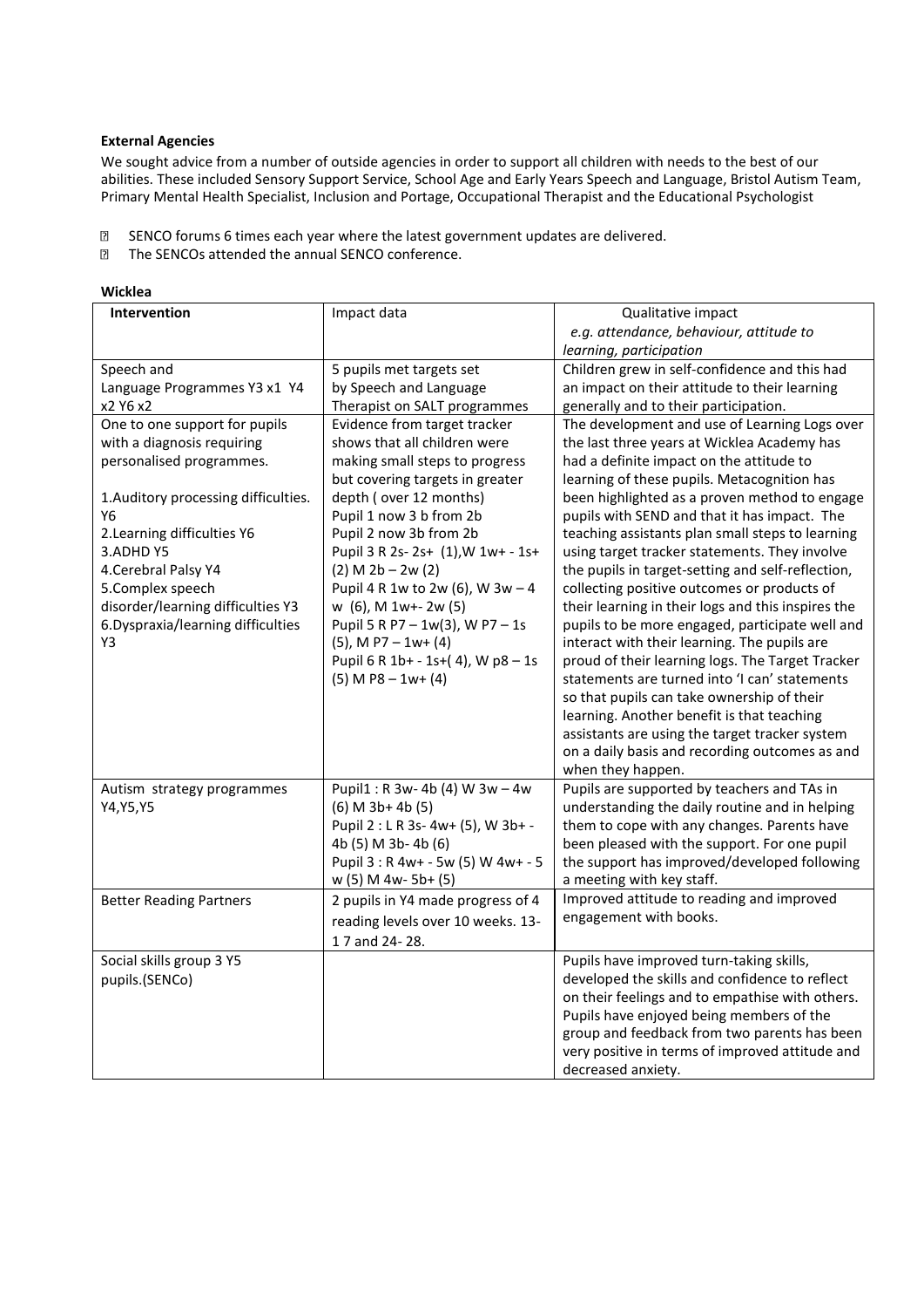**External Agencies**

We sought advice from a number of outside agencies in order to support all children with needs to the best of our abilities. These included Sensory Support Service, School Age and Early Years Speech and Language, Bristol Autism Team, Primary Mental Health Specialist, Inclusion and Portage, Occupational Therapist and the Educational Psychologist

- SENCO forums 6 times each year where the latest government updates are delivered.
- The SENCOs attended the annual SENCO conference.

**Wicklea**

| Intervention | Impact data | Qualitative impact *e.g. attendance, behaviour, attitude to learning, participation* |
|---|---|---|
| Speech and Language Programmes Y3 x1 Y4 x2 Y6 x2 | 5 pupils met targets set by Speech and Language Therapist on SALT programmes | Children grew in self-confidence and this had an impact on their attitude to their learning generally and to their participation. |
| One to one support for pupils with a diagnosis requiring personalised programmes.<br><br>1.Auditory processing difficulties. Y6<br>2.Learning difficulties Y6<br>3.ADHD Y5<br>4.Cerebral Palsy Y4<br>5.Complex speech disorder/learning difficulties Y3<br>6.Dyspraxia/learning difficulties Y3 | Evidence from target tracker shows that all children were making small steps to progress but covering targets in greater depth ( over 12 months)<br>Pupil 1 now 3 b from 2b<br>Pupil 2 now 3b from 2b<br>Pupil 3 R 2s- 2s+ (1),W 1w+ - 1s+ (2) M 2b – 2w (2)<br>Pupil 4 R 1w to 2w (6), W 3w – 4 w (6), M 1w+- 2w (5)<br>Pupil 5 R P7 – 1w(3), W P7 – 1s (5), M P7 – 1w+ (4)<br>Pupil 6 R 1b+ - 1s+( 4), W p8 – 1s (5) M P8 – 1w+ (4) | The development and use of Learning Logs over the last three years at Wicklea Academy has had a definite impact on the attitude to learning of these pupils. Metacognition has been highlighted as a proven method to engage pupils with SEND and that it has impact. The teaching assistants plan small steps to learning using target tracker statements. They involve the pupils in target-setting and self-reflection, collecting positive outcomes or products of their learning in their logs and this inspires the pupils to be more engaged, participate well and interact with their learning. The pupils are proud of their learning logs. The Target Tracker statements are turned into 'I can' statements so that pupils can take ownership of their learning. Another benefit is that teaching assistants are using the target tracker system on a daily basis and recording outcomes as and when they happen. |
| Autism strategy programmes Y4,Y5,Y5 | Pupil1 : R 3w- 4b (4) W 3w – 4w (6) M 3b+ 4b (5)<br>Pupil 2 : L R 3s- 4w+ (5), W 3b+ - 4b (5) M 3b- 4b (6)<br>Pupil 3 : R 4w+ - 5w (5) W 4w+ - 5 w (5) M 4w- 5b+ (5) | Pupils are supported by teachers and TAs in understanding the daily routine and in helping them to cope with any changes. Parents have been pleased with the support. For one pupil the support has improved/developed following a meeting with key staff. |
| Better Reading Partners | 2 pupils in Y4 made progress of 4 reading levels over 10 weeks. 13-1 7 and 24- 28. | Improved attitude to reading and improved engagement with books. |
| Social skills group 3 Y5 pupils.(SENCo) | | Pupils have improved turn-taking skills, developed the skills and confidence to reflect on their feelings and to empathise with others. Pupils have enjoyed being members of the group and feedback from two parents has been very positive in terms of improved attitude and decreased anxiety. |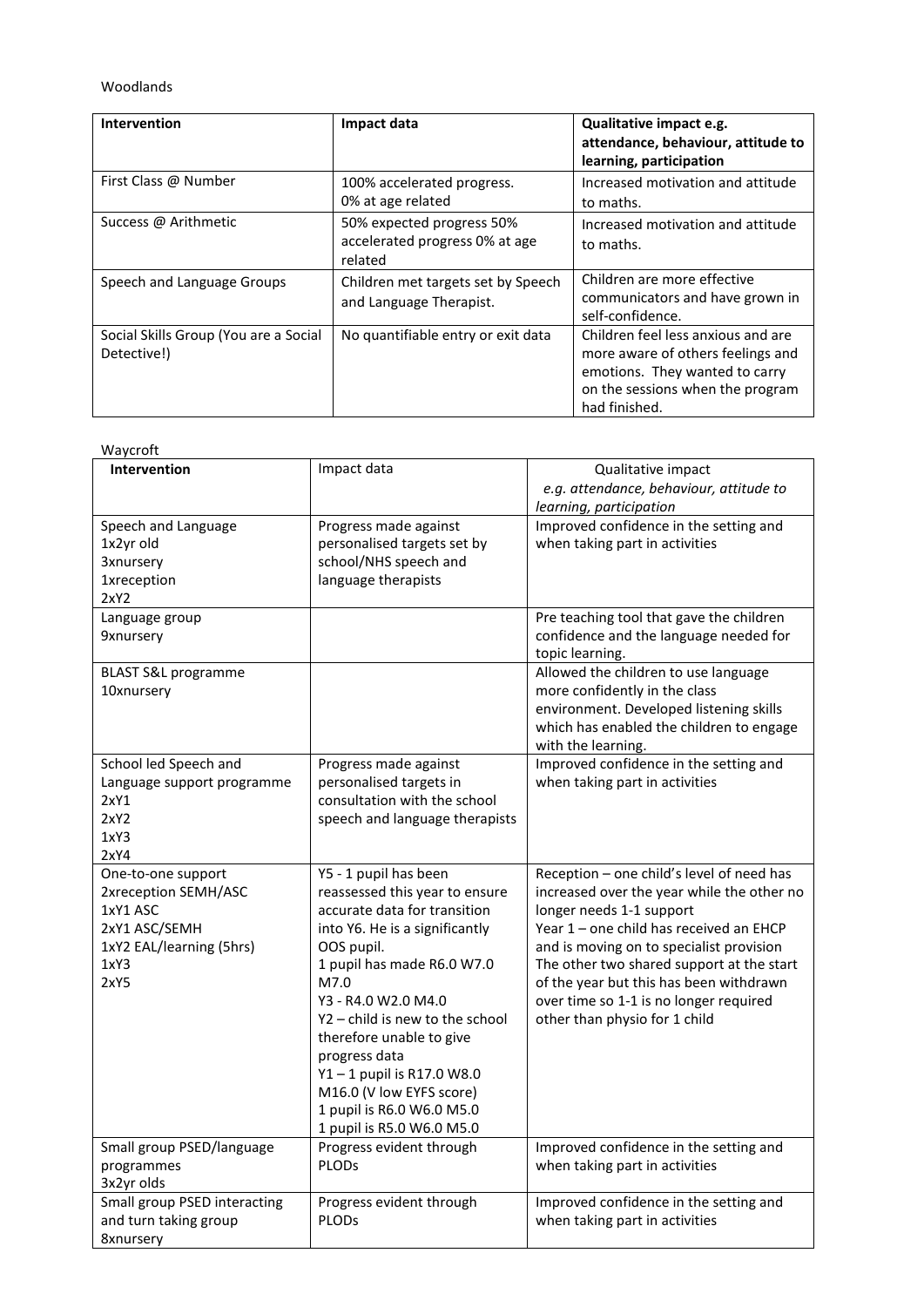Woodlands

| **Intervention** | **Impact data** | **Qualitative impact e.g. attendance, behaviour, attitude to learning, participation** |
|---|---|---|
| First Class @ Number | 100% accelerated progress.<br>0% at age related | Increased motivation and attitude to maths. |
| Success @ Arithmetic | 50% expected progress 50% accelerated progress 0% at age related | Increased motivation and attitude to maths. |
| Speech and Language Groups | Children met targets set by Speech and Language Therapist. | Children are more effective communicators and have grown in self-confidence. |
| Social Skills Group (You are a Social Detective!) | No quantifiable entry or exit data | Children feel less anxious and are more aware of others feelings and emotions. They wanted to carry on the sessions when the program had finished. |

Waycroft

| **Intervention** | Impact data | Qualitative impact<br>*e.g. attendance, behaviour, attitude to learning, participation* |
|---|---|---|
| Speech and Language<br>1x2yr old<br>3xnursery<br>1xreception<br>2xY2 | Progress made against personalised targets set by school/NHS speech and language therapists | Improved confidence in the setting and when taking part in activities |
| Language group<br>9xnursery | | Pre teaching tool that gave the children confidence and the language needed for topic learning. |
| BLAST S&L programme<br>10xnursery | | Allowed the children to use language more confidently in the class environment. Developed listening skills which has enabled the children to engage with the learning. |
| School led Speech and Language support programme<br>2xY1<br>2xY2<br>1xY3<br>2xY4 | Progress made against personalised targets in consultation with the school speech and language therapists | Improved confidence in the setting and when taking part in activities |
| One-to-one support<br>2xreception SEMH/ASC<br>1xY1 ASC<br>2xY1 ASC/SEMH<br>1xY2 EAL/learning (5hrs)<br>1xY3<br>2xY5 | Y5 - 1 pupil has been reassessed this year to ensure accurate data for transition into Y6. He is a significantly OOS pupil.<br>1 pupil has made R6.0 W7.0 M7.0<br>Y3 - R4.0 W2.0 M4.0<br>Y2 – child is new to the school therefore unable to give progress data<br>Y1 – 1 pupil is R17.0 W8.0 M16.0 (V low EYFS score)<br>1 pupil is R6.0 W6.0 M5.0<br>1 pupil is R5.0 W6.0 M5.0 | Reception – one child's level of need has increased over the year while the other no longer needs 1-1 support<br>Year 1 – one child has received an EHCP and is moving on to specialist provision<br>The other two shared support at the start of the year but this has been withdrawn over time so 1-1 is no longer required other than physio for 1 child |
| Small group PSED/language programmes<br>3x2yr olds | Progress evident through PLODs | Improved confidence in the setting and when taking part in activities |
| Small group PSED interacting and turn taking group<br>8xnursery | Progress evident through PLODs | Improved confidence in the setting and when taking part in activities |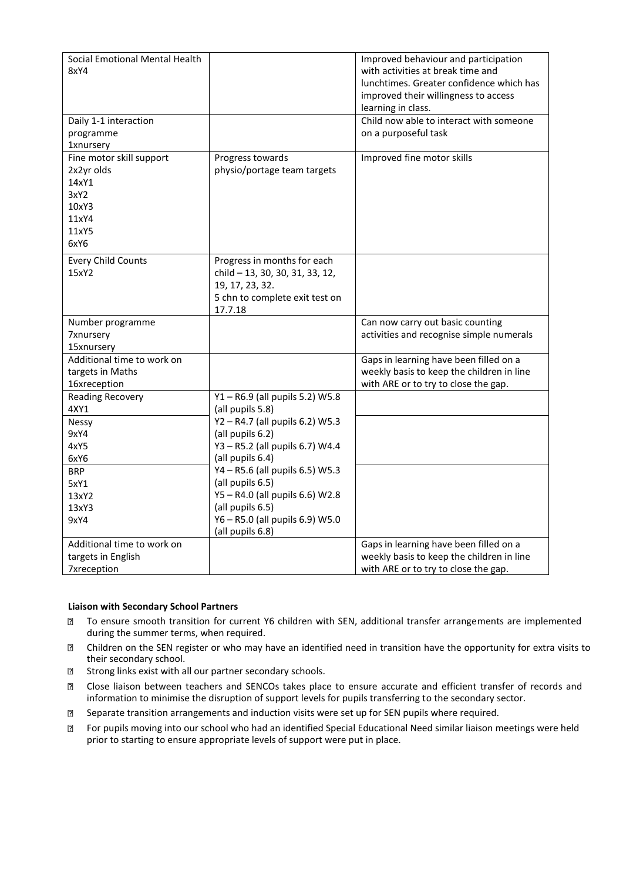| | | |
|---|---|---|
| Social Emotional Mental Health<br>8xY4 | | Improved behaviour and participation with activities at break time and lunchtimes. Greater confidence which has improved their willingness to access learning in class. |
| Daily 1-1 interaction programme<br>1xnursery | | Child now able to interact with someone on a purposeful task |
| Fine motor skill support<br>2x2yr olds<br>14xY1<br>3xY2<br>10xY3<br>11xY4<br>11xY5<br>6xY6 | Progress towards physio/portage team targets | Improved fine motor skills |
| Every Child Counts<br>15xY2 | Progress in months for each child – 13, 30, 30, 31, 33, 12, 19, 17, 23, 32.<br>5 chn to complete exit test on 17.7.18 | |
| Number programme<br>7xnursery<br>15xnursery | | Can now carry out basic counting activities and recognise simple numerals |
| Additional time to work on targets in Maths<br>16xreception | | Gaps in learning have been filled on a weekly basis to keep the children in line with ARE or to try to close the gap. |
| Reading Recovery<br>4XY1 | Y1 – R6.9 (all pupils 5.2) W5.8 (all pupils 5.8)<br>Y2 – R4.7 (all pupils 6.2) W5.3 (all pupils 6.2)<br>Y3 – R5.2 (all pupils 6.7) W4.4 (all pupils 6.4)<br>Y4 – R5.6 (all pupils 6.5) W5.3 (all pupils 6.5)<br>Y5 – R4.0 (all pupils 6.6) W2.8 (all pupils 6.5)<br>Y6 – R5.0 (all pupils 6.9) W5.0 (all pupils 6.8) | |
| Nessy<br>9xY4<br>4xY5<br>6xY6 | | |
| BRP<br>5xY1<br>13xY2<br>13xY3<br>9xY4 | | |
| Additional time to work on targets in English<br>7xreception | | Gaps in learning have been filled on a weekly basis to keep the children in line with ARE or to try to close the gap. |

**Liaison with Secondary School Partners**

- To ensure smooth transition for current Y6 children with SEN, additional transfer arrangements are implemented during the summer terms, when required.
- Children on the SEN register or who may have an identified need in transition have the opportunity for extra visits to their secondary school.
- Strong links exist with all our partner secondary schools.
- Close liaison between teachers and SENCOs takes place to ensure accurate and efficient transfer of records and information to minimise the disruption of support levels for pupils transferring to the secondary sector.
- Separate transition arrangements and induction visits were set up for SEN pupils where required.
- For pupils moving into our school who had an identified Special Educational Need similar liaison meetings were held prior to starting to ensure appropriate levels of support were put in place.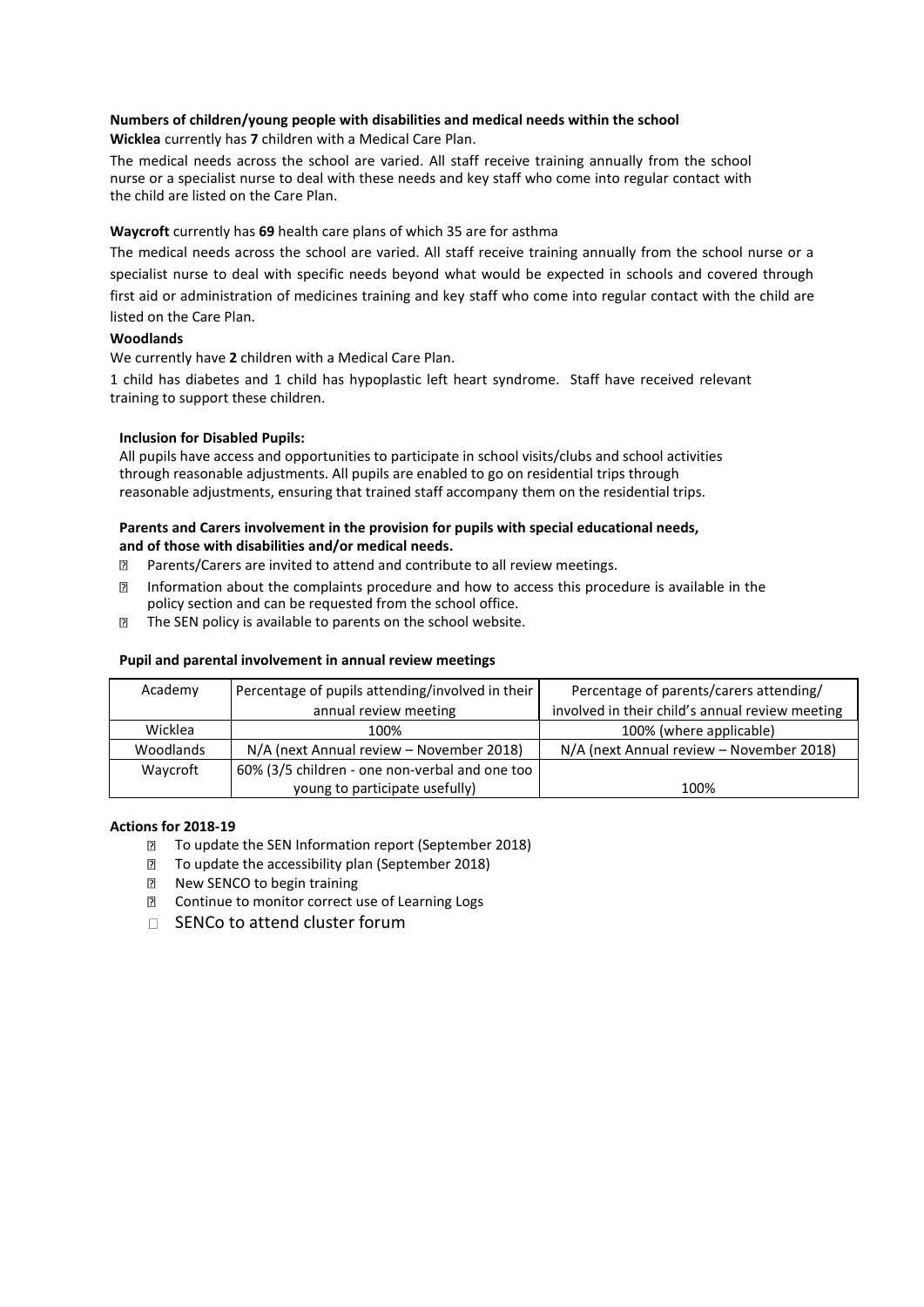**Numbers of children/young people with disabilities and medical needs within the school**

**Wicklea** currently has **7** children with a Medical Care Plan.

The medical needs across the school are varied. All staff receive training annually from the school nurse or a specialist nurse to deal with these needs and key staff who come into regular contact with the child are listed on the Care Plan.

**Waycroft** currently has **69** health care plans of which 35 are for asthma

The medical needs across the school are varied. All staff receive training annually from the school nurse or a specialist nurse to deal with specific needs beyond what would be expected in schools and covered through first aid or administration of medicines training and key staff who come into regular contact with the child are listed on the Care Plan.

**Woodlands**

We currently have **2** children with a Medical Care Plan.

1 child has diabetes and 1 child has hypoplastic left heart syndrome. Staff have received relevant training to support these children.

**Inclusion for Disabled Pupils:**

All pupils have access and opportunities to participate in school visits/clubs and school activities through reasonable adjustments. All pupils are enabled to go on residential trips through reasonable adjustments, ensuring that trained staff accompany them on the residential trips.

**Parents and Carers involvement in the provision for pupils with special educational needs, and of those with disabilities and/or medical needs.**

- Parents/Carers are invited to attend and contribute to all review meetings.
- Information about the complaints procedure and how to access this procedure is available in the policy section and can be requested from the school office.
- The SEN policy is available to parents on the school website.

**Pupil and parental involvement in annual review meetings**

| Academy | Percentage of pupils attending/involved in their annual review meeting | Percentage of parents/carers attending/ involved in their child's annual review meeting |
|---|---|---|
| Wicklea | 100% | 100% (where applicable) |
| Woodlands | N/A (next Annual review – November 2018) | N/A (next Annual review – November 2018) |
| Waycroft | 60% (3/5 children - one non-verbal and one too young to participate usefully) | 100% |

**Actions for 2018-19**

- To update the SEN Information report (September 2018)
- To update the accessibility plan (September 2018)
- New SENCO to begin training
- Continue to monitor correct use of Learning Logs
- SENCo to attend cluster forum